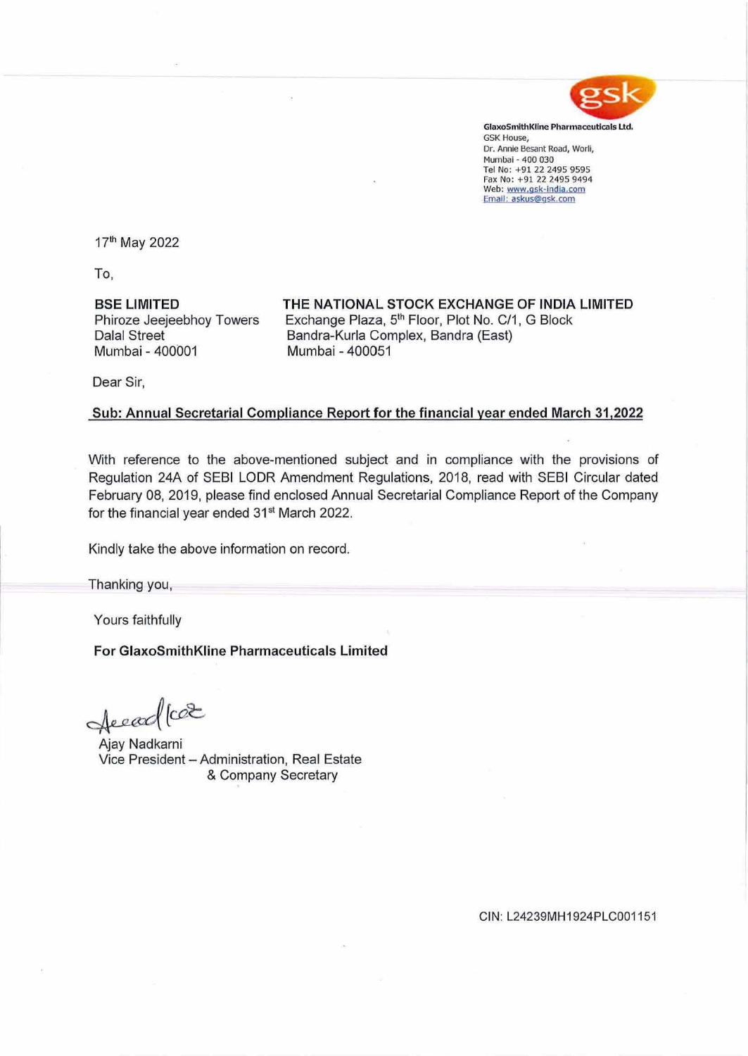**GlaxoSmithKline Pharmaceuticals Ltd.**
GSK House,
Dr. Annie Besant Road, Worli,
Mumbai - 400 030
Tel No: +91 22 2495 9595
Fax No: +91 22 2495 9494
Web: www.gsk-india.com
Email: askus@gsk.com

17th May 2022

To,

**BSE LIMITED**
Phiroze Jeejeebhoy Towers
Dalal Street
Mumbai - 400001

**THE NATIONAL STOCK EXCHANGE OF INDIA LIMITED**
Exchange Plaza, 5th Floor, Plot No. C/1, G Block
Bandra-Kurla Complex, Bandra (East)
Mumbai - 400051

Dear Sir,

**Sub: Annual Secretarial Compliance Report for the financial year ended March 31,2022**

With reference to the above-mentioned subject and in compliance with the provisions of Regulation 24A of SEBI LODR Amendment Regulations, 2018, read with SEBI Circular dated February 08, 2019, please find enclosed Annual Secretarial Compliance Report of the Company for the financial year ended 31st March 2022.

Kindly take the above information on record.

Thanking you,

Yours faithfully

**For GlaxoSmithKline Pharmaceuticals Limited**

Ajay Nadkarni
Vice President – Administration, Real Estate & Company Secretary

CIN: L24239MH1924PLC001151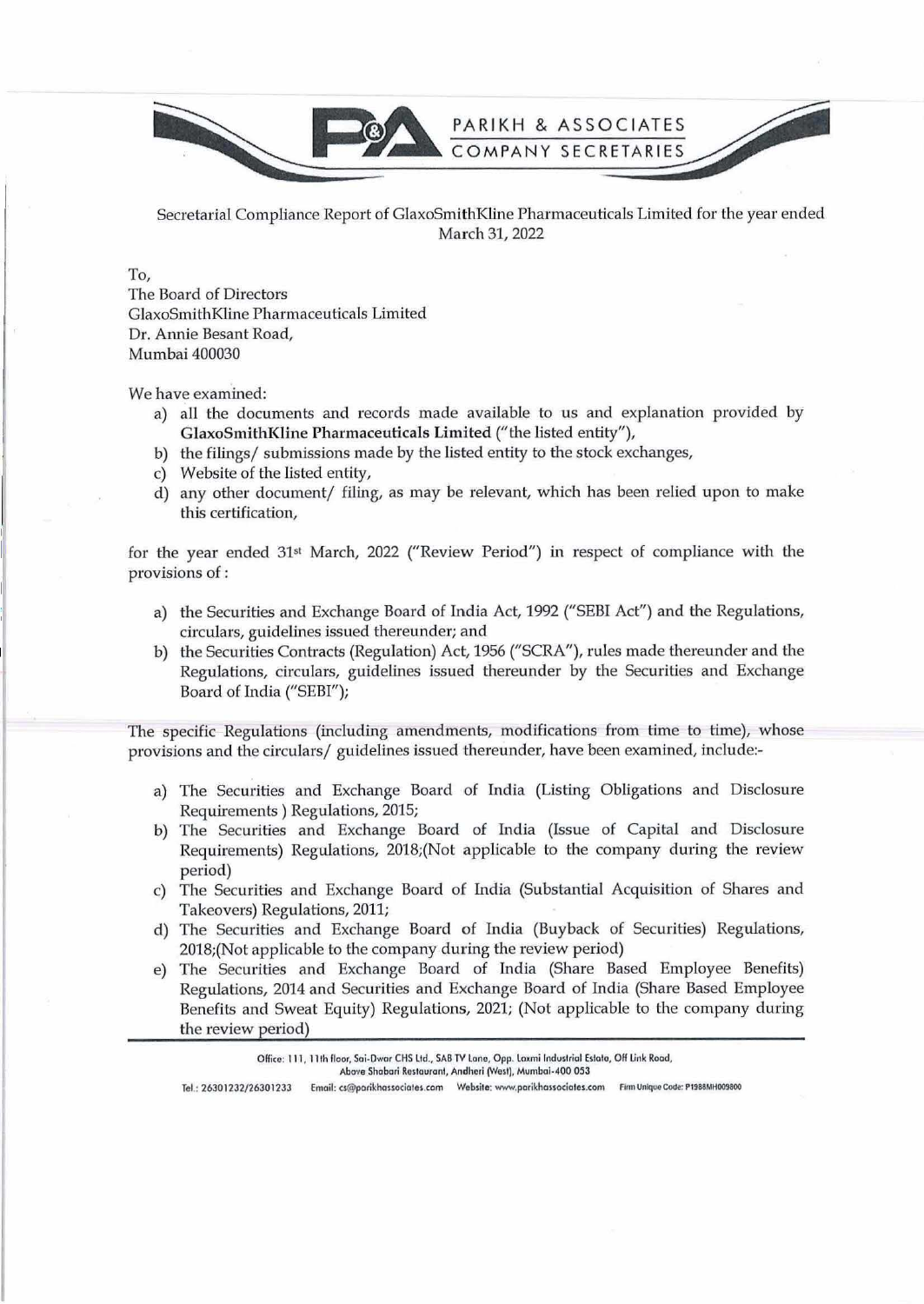Secretarial Compliance Report of GlaxoSmithKline Pharmaceuticals Limited for the year ended March 31, 2022

To,
The Board of Directors
GlaxoSmithKline Pharmaceuticals Limited
Dr. Annie Besant Road,
Mumbai 400030

We have examined:

a) all the documents and records made available to us and explanation provided by **GlaxoSmithKline Pharmaceuticals Limited** ("the listed entity"),
b) the filings/ submissions made by the listed entity to the stock exchanges,
c) Website of the listed entity,
d) any other document/ filing, as may be relevant, which has been relied upon to make this certification,

for the year ended 31st March, 2022 ("Review Period") in respect of compliance with the provisions of :

a) the Securities and Exchange Board of India Act, 1992 ("SEBI Act") and the Regulations, circulars, guidelines issued thereunder; and
b) the Securities Contracts (Regulation) Act, 1956 ("SCRA"), rules made thereunder and the Regulations, circulars, guidelines issued thereunder by the Securities and Exchange Board of India ("SEBI");

The specific Regulations (including amendments, modifications from time to time), whose provisions and the circulars/ guidelines issued thereunder, have been examined, include:-

a) The Securities and Exchange Board of India (Listing Obligations and Disclosure Requirements ) Regulations, 2015;
b) The Securities and Exchange Board of India (Issue of Capital and Disclosure Requirements) Regulations, 2018;(Not applicable to the company during the review period)
c) The Securities and Exchange Board of India (Substantial Acquisition of Shares and Takeovers) Regulations, 2011;
d) The Securities and Exchange Board of India (Buyback of Securities) Regulations, 2018;(Not applicable to the company during the review period)
e) The Securities and Exchange Board of India (Share Based Employee Benefits) Regulations, 2014 and Securities and Exchange Board of India (Share Based Employee Benefits and Sweat Equity) Regulations, 2021; (Not applicable to the company during the review period)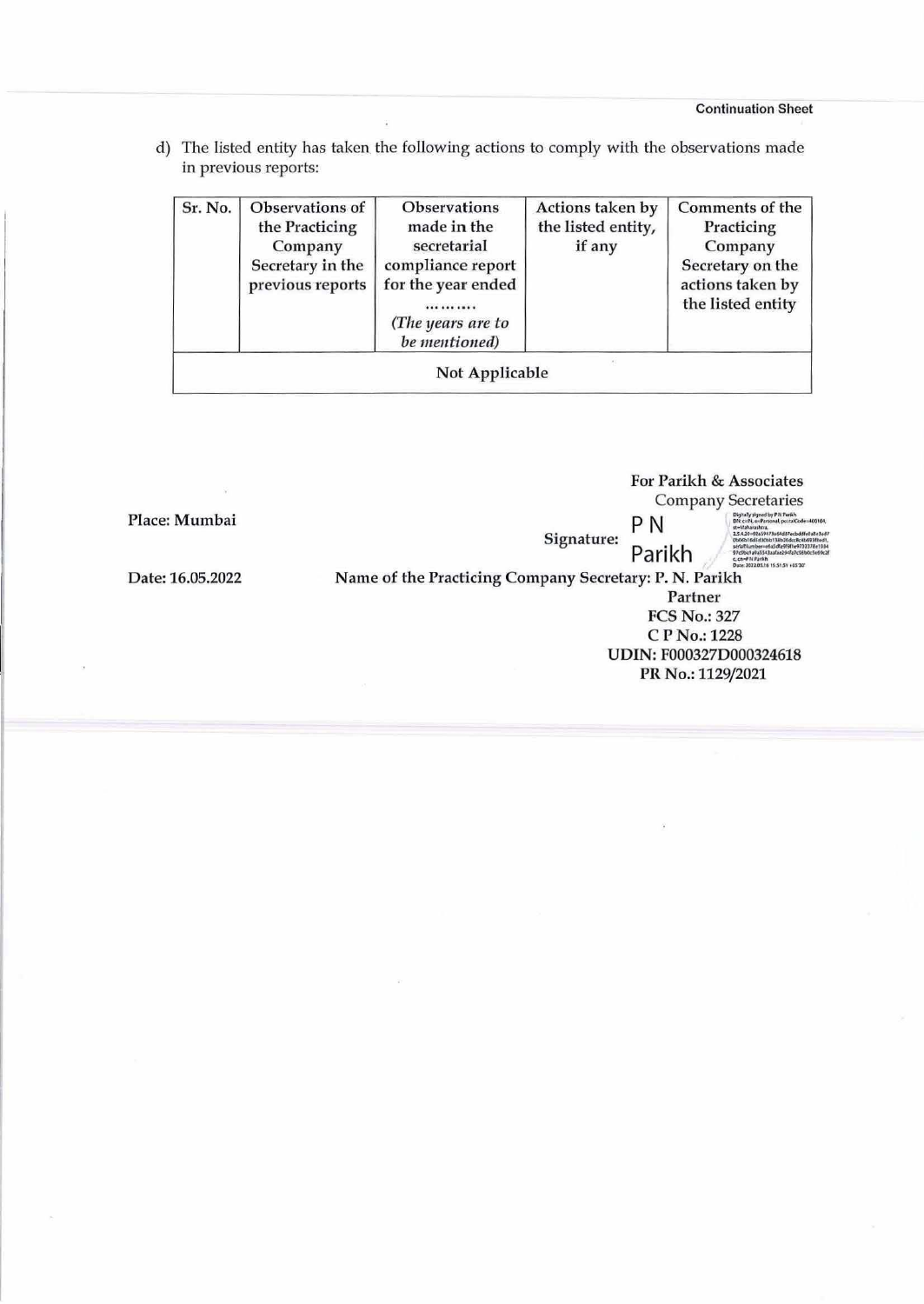Continuation Sheet

d) The listed entity has taken the following actions to comply with the observations made in previous reports:

| Sr. No. | Observations of the Practicing Company Secretary in the previous reports | Observations made in the secretarial compliance report for the year ended ……… *(The years are to be mentioned)* | Actions taken by the listed entity, if any | Comments of the Practicing Company Secretary on the actions taken by the listed entity |
|---|---|---|---|---|
| Not Applicable | | | | |

For Parikh & Associates
Company Secretaries

Place: Mumbai

Signature: P N Parikh

Date: 16.05.2022

Name of the Practicing Company Secretary: P. N. Parikh
Partner
FCS No.: 327
C P No.: 1228
UDIN: F000327D000324618
PR No.: 1129/2021